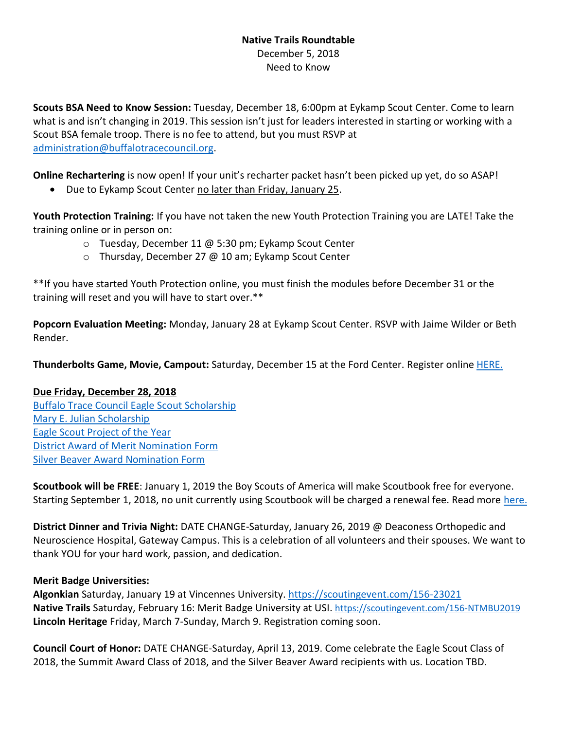**Native Trails Roundtable**
December 5, 2018
Need to Know

**Scouts BSA Need to Know Session:** Tuesday, December 18, 6:00pm at Eykamp Scout Center. Come to learn what is and isn't changing in 2019. This session isn't just for leaders interested in starting or working with a Scout BSA female troop. There is no fee to attend, but you must RSVP at administration@buffalotracecouncil.org.

**Online Rechartering** is now open! If your unit's recharter packet hasn't been picked up yet, do so ASAP!

- Due to Eykamp Scout Center no later than Friday, January 25.

**Youth Protection Training:** If you have not taken the new Youth Protection Training you are LATE! Take the training online or in person on:

- Tuesday, December 11 @ 5:30 pm; Eykamp Scout Center
- Thursday, December 27 @ 10 am; Eykamp Scout Center

**If you have started Youth Protection online, you must finish the modules before December 31 or the training will reset and you will have to start over.**

**Popcorn Evaluation Meeting:** Monday, January 28 at Eykamp Scout Center. RSVP with Jaime Wilder or Beth Render.

**Thunderbolts Game, Movie, Campout:** Saturday, December 15 at the Ford Center. Register online HERE.

**Due Friday, December 28, 2018**

Buffalo Trace Council Eagle Scout Scholarship
Mary E. Julian Scholarship
Eagle Scout Project of the Year
District Award of Merit Nomination Form
Silver Beaver Award Nomination Form

**Scoutbook will be FREE**: January 1, 2019 the Boy Scouts of America will make Scoutbook free for everyone. Starting September 1, 2018, no unit currently using Scoutbook will be charged a renewal fee. Read more here.

**District Dinner and Trivia Night:** DATE CHANGE-Saturday, January 26, 2019 @ Deaconess Orthopedic and Neuroscience Hospital, Gateway Campus. This is a celebration of all volunteers and their spouses. We want to thank YOU for your hard work, passion, and dedication.

**Merit Badge Universities:**

**Algonkian** Saturday, January 19 at Vincennes University. https://scoutingevent.com/156-23021
**Native Trails** Saturday, February 16: Merit Badge University at USI. https://scoutingevent.com/156-NTMBU2019
**Lincoln Heritage** Friday, March 7-Sunday, March 9. Registration coming soon.

**Council Court of Honor:** DATE CHANGE-Saturday, April 13, 2019. Come celebrate the Eagle Scout Class of 2018, the Summit Award Class of 2018, and the Silver Beaver Award recipients with us. Location TBD.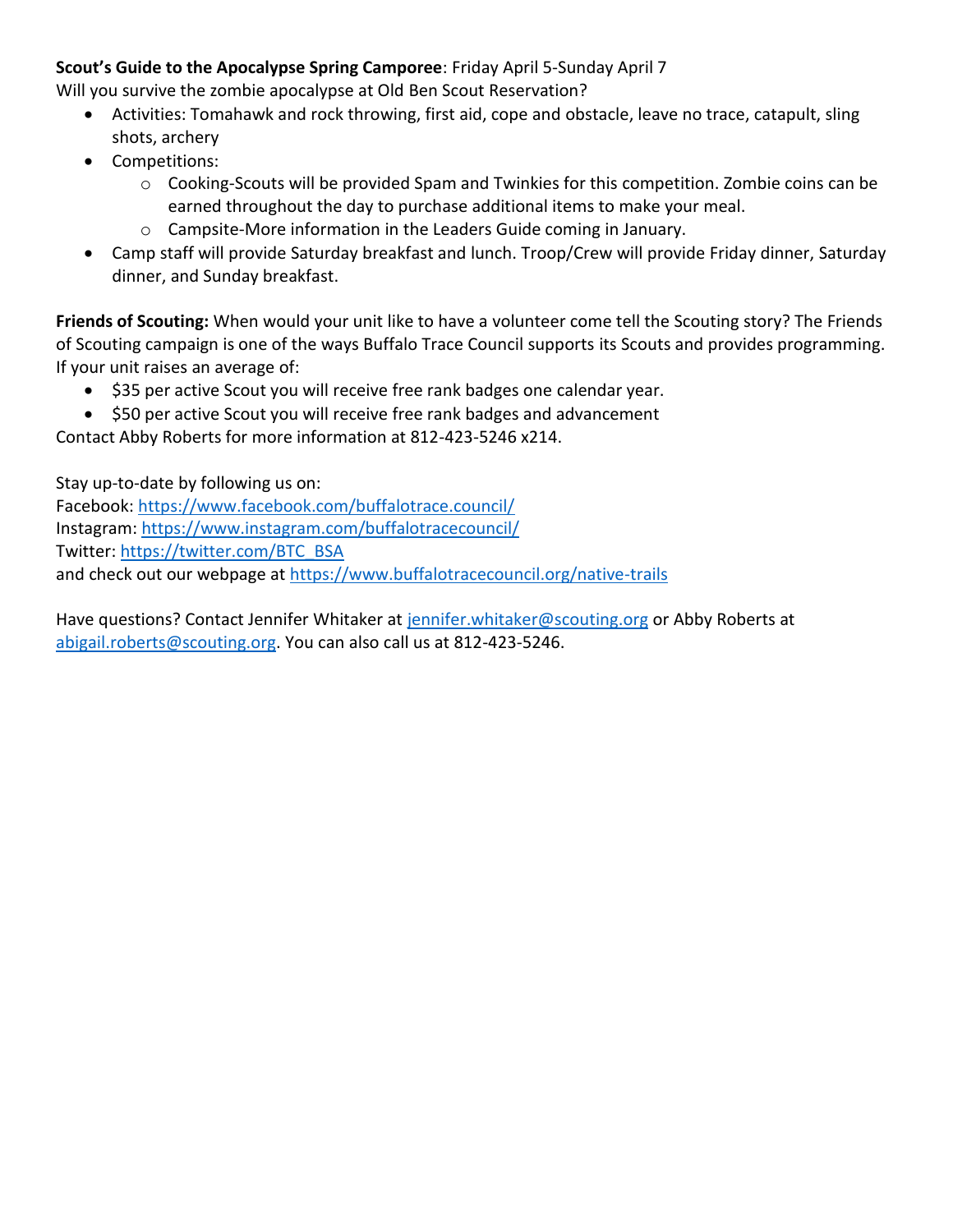**Scout's Guide to the Apocalypse Spring Camporee**: Friday April 5-Sunday April 7

Will you survive the zombie apocalypse at Old Ben Scout Reservation?

- Activities: Tomahawk and rock throwing, first aid, cope and obstacle, leave no trace, catapult, sling shots, archery
- Competitions:
  - Cooking-Scouts will be provided Spam and Twinkies for this competition. Zombie coins can be earned throughout the day to purchase additional items to make your meal.
  - Campsite-More information in the Leaders Guide coming in January.
- Camp staff will provide Saturday breakfast and lunch. Troop/Crew will provide Friday dinner, Saturday dinner, and Sunday breakfast.

**Friends of Scouting:** When would your unit like to have a volunteer come tell the Scouting story? The Friends of Scouting campaign is one of the ways Buffalo Trace Council supports its Scouts and provides programming. If your unit raises an average of:

- $35 per active Scout you will receive free rank badges one calendar year.
- $50 per active Scout you will receive free rank badges and advancement

Contact Abby Roberts for more information at 812-423-5246 x214.

Stay up-to-date by following us on:
Facebook: https://www.facebook.com/buffalotrace.council/
Instagram: https://www.instagram.com/buffalotracecouncil/
Twitter: https://twitter.com/BTC_BSA
and check out our webpage at https://www.buffalotracecouncil.org/native-trails

Have questions? Contact Jennifer Whitaker at jennifer.whitaker@scouting.org or Abby Roberts at abigail.roberts@scouting.org. You can also call us at 812-423-5246.